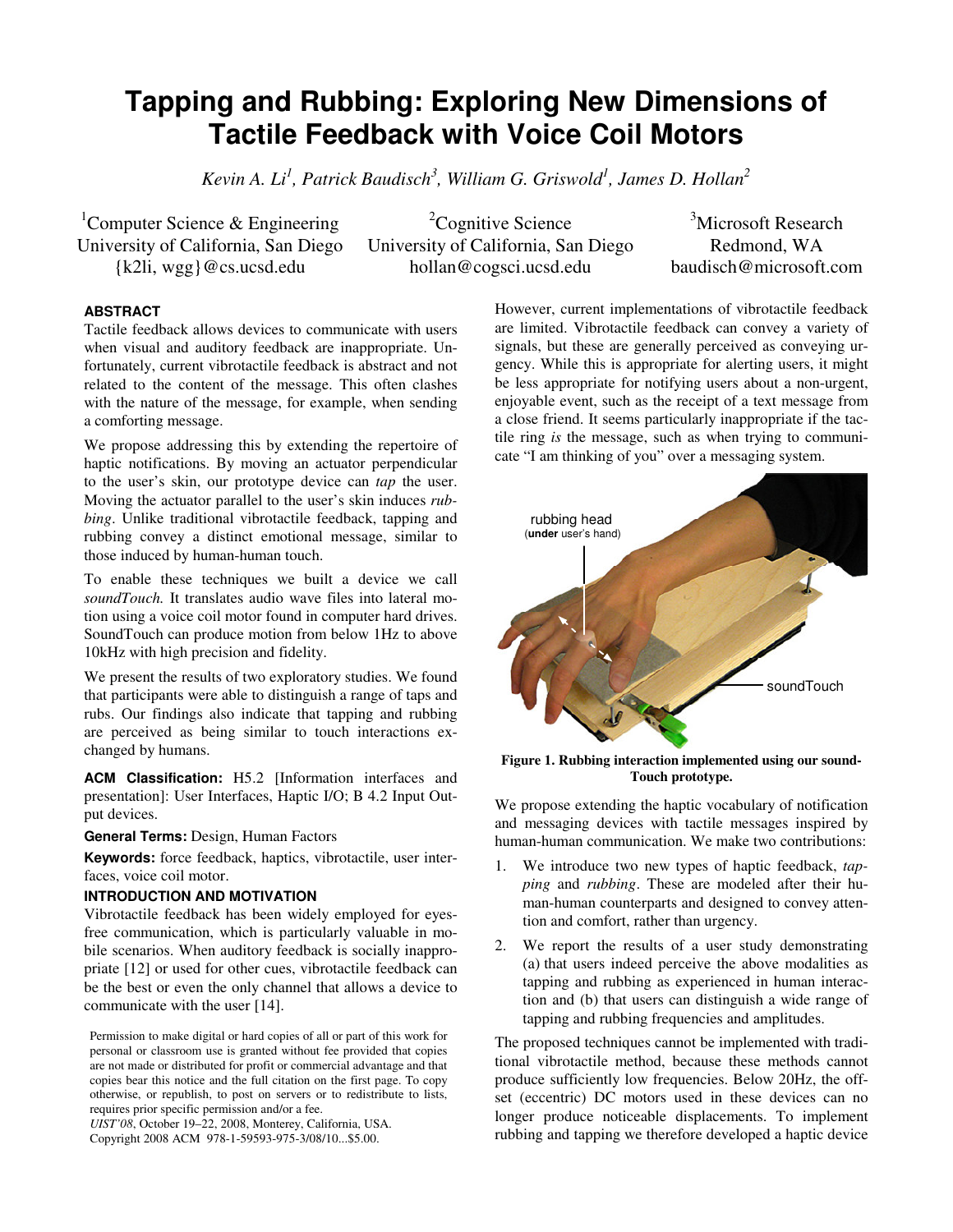# Tapping and Rubbing: Exploring New Dimensions of Tactile Feedback with Voice Coil Motors

*Kevin A. Li[1], Patrick Baudisch[3], William G. Griswold[1], James D. Hollan[2]*

[1]Computer Science & Engineering
University of California, San Diego
{k2li, wgg}@cs.ucsd.edu

[2]Cognitive Science
University of California, San Diego
hollan@cogsci.ucsd.edu

[3]Microsoft Research
Redmond, WA
baudisch@microsoft.com

## ABSTRACT

Tactile feedback allows devices to communicate with users when visual and auditory feedback are inappropriate. Unfortunately, current vibrotactile feedback is abstract and not related to the content of the message. This often clashes with the nature of the message, for example, when sending a comforting message.

We propose addressing this by extending the repertoire of haptic notifications. By moving an actuator perpendicular to the user's skin, our prototype device can *tap* the user. Moving the actuator parallel to the user's skin induces *rubbing*. Unlike traditional vibrotactile feedback, tapping and rubbing convey a distinct emotional message, similar to those induced by human-human touch.

To enable these techniques we built a device we call *soundTouch.* It translates audio wave files into lateral motion using a voice coil motor found in computer hard drives. SoundTouch can produce motion from below 1Hz to above 10kHz with high precision and fidelity.

We present the results of two exploratory studies. We found that participants were able to distinguish a range of taps and rubs. Our findings also indicate that tapping and rubbing are perceived as being similar to touch interactions exchanged by humans.

**ACM Classification:** H5.2 [Information interfaces and presentation]: User Interfaces, Haptic I/O; B 4.2 Input Output devices.

**General Terms:** Design, Human Factors

**Keywords:** force feedback, haptics, vibrotactile, user interfaces, voice coil motor.

## INTRODUCTION AND MOTIVATION

Vibrotactile feedback has been widely employed for eyes-free communication, which is particularly valuable in mobile scenarios. When auditory feedback is socially inappropriate [12] or used for other cues, vibrotactile feedback can be the best or even the only channel that allows a device to communicate with the user [14].

Permission to make digital or hard copies of all or part of this work for personal or classroom use is granted without fee provided that copies are not made or distributed for profit or commercial advantage and that copies bear this notice and the full citation on the first page. To copy otherwise, or republish, to post on servers or to redistribute to lists, requires prior specific permission and/or a fee.
*UIST'08*, October 19–22, 2008, Monterey, California, USA.
Copyright 2008 ACM 978-1-59593-975-3/08/10...$5.00.

However, current implementations of vibrotactile feedback are limited. Vibrotactile feedback can convey a variety of signals, but these are generally perceived as conveying urgency. While this is appropriate for alerting users, it might be less appropriate for notifying users about a non-urgent, enjoyable event, such as the receipt of a text message from a close friend. It seems particularly inappropriate if the tactile ring *is* the message, such as when trying to communicate "I am thinking of you" over a messaging system.

**Figure 1. Rubbing interaction implemented using our soundTouch prototype.**

We propose extending the haptic vocabulary of notification and messaging devices with tactile messages inspired by human-human communication. We make two contributions:

1. We introduce two new types of haptic feedback, *tapping* and *rubbing*. These are modeled after their human-human counterparts and designed to convey attention and comfort, rather than urgency.
2. We report the results of a user study demonstrating (a) that users indeed perceive the above modalities as tapping and rubbing as experienced in human interaction and (b) that users can distinguish a wide range of tapping and rubbing frequencies and amplitudes.

The proposed techniques cannot be implemented with traditional vibrotactile method, because these methods cannot produce sufficiently low frequencies. Below 20Hz, the offset (eccentric) DC motors used in these devices can no longer produce noticeable displacements. To implement rubbing and tapping we therefore developed a haptic device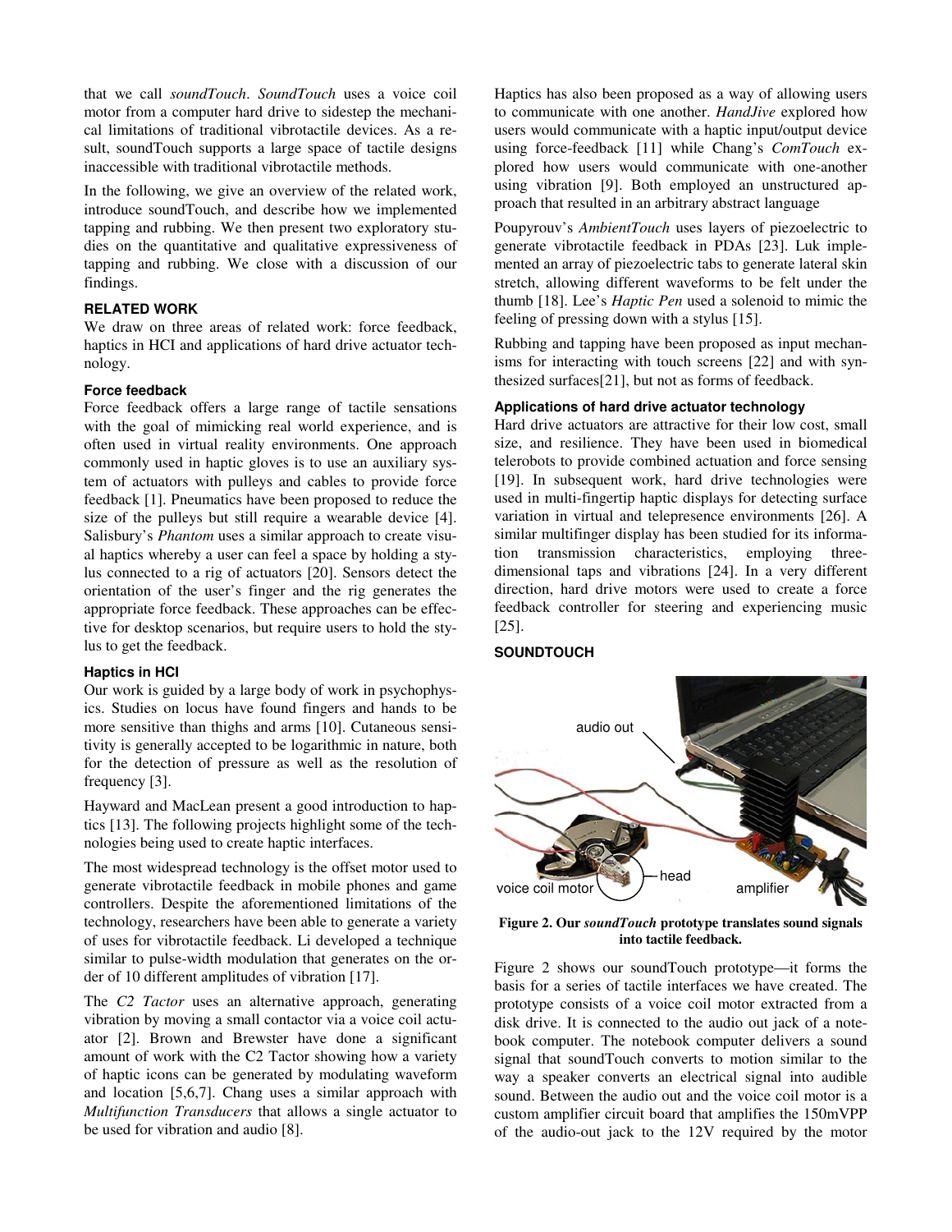that we call *soundTouch*. *SoundTouch* uses a voice coil motor from a computer hard drive to sidestep the mechanical limitations of traditional vibrotactile devices. As a result, soundTouch supports a large space of tactile designs inaccessible with traditional vibrotactile methods.

In the following, we give an overview of the related work, introduce soundTouch, and describe how we implemented tapping and rubbing. We then present two exploratory studies on the quantitative and qualitative expressiveness of tapping and rubbing. We close with a discussion of our findings.

## RELATED WORK

We draw on three areas of related work: force feedback, haptics in HCI and applications of hard drive actuator technology.

### Force feedback

Force feedback offers a large range of tactile sensations with the goal of mimicking real world experience, and is often used in virtual reality environments. One approach commonly used in haptic gloves is to use an auxiliary system of actuators with pulleys and cables to provide force feedback [1]. Pneumatics have been proposed to reduce the size of the pulleys but still require a wearable device [4]. Salisbury's *Phantom* uses a similar approach to create visual haptics whereby a user can feel a space by holding a stylus connected to a rig of actuators [20]. Sensors detect the orientation of the user's finger and the rig generates the appropriate force feedback. These approaches can be effective for desktop scenarios, but require users to hold the stylus to get the feedback.

### Haptics in HCI

Our work is guided by a large body of work in psychophysics. Studies on locus have found fingers and hands to be more sensitive than thighs and arms [10]. Cutaneous sensitivity is generally accepted to be logarithmic in nature, both for the detection of pressure as well as the resolution of frequency [3].

Hayward and MacLean present a good introduction to haptics [13]. The following projects highlight some of the technologies being used to create haptic interfaces.

The most widespread technology is the offset motor used to generate vibrotactile feedback in mobile phones and game controllers. Despite the aforementioned limitations of the technology, researchers have been able to generate a variety of uses for vibrotactile feedback. Li developed a technique similar to pulse-width modulation that generates on the order of 10 different amplitudes of vibration [17].

The *C2 Tactor* uses an alternative approach, generating vibration by moving a small contactor via a voice coil actuator [2]. Brown and Brewster have done a significant amount of work with the C2 Tactor showing how a variety of haptic icons can be generated by modulating waveform and location [5,6,7]. Chang uses a similar approach with *Multifunction Transducers* that allows a single actuator to be used for vibration and audio [8].

Haptics has also been proposed as a way of allowing users to communicate with one another. *HandJive* explored how users would communicate with a haptic input/output device using force-feedback [11] while Chang's *ComTouch* explored how users would communicate with one-another using vibration [9]. Both employed an unstructured approach that resulted in an arbitrary abstract language

Poupyrouv's *AmbientTouch* uses layers of piezoelectric to generate vibrotactile feedback in PDAs [23]. Luk implemented an array of piezoelectric tabs to generate lateral skin stretch, allowing different waveforms to be felt under the thumb [18]. Lee's *Haptic Pen* used a solenoid to mimic the feeling of pressing down with a stylus [15].

Rubbing and tapping have been proposed as input mechanisms for interacting with touch screens [22] and with synthesized surfaces[21], but not as forms of feedback.

### Applications of hard drive actuator technology

Hard drive actuators are attractive for their low cost, small size, and resilience. They have been used in biomedical telerobots to provide combined actuation and force sensing [19]. In subsequent work, hard drive technologies were used in multi-fingertip haptic displays for detecting surface variation in virtual and telepresence environments [26]. A similar multifinger display has been studied for its information transmission characteristics, employing three-dimensional taps and vibrations [24]. In a very different direction, hard drive motors were used to create a force feedback controller for steering and experiencing music [25].

## SOUNDTOUCH

**Figure 2. Our *soundTouch* prototype translates sound signals into tactile feedback.**

Figure 2 shows our soundTouch prototype—it forms the basis for a series of tactile interfaces we have created. The prototype consists of a voice coil motor extracted from a disk drive. It is connected to the audio out jack of a notebook computer. The notebook computer delivers a sound signal that soundTouch converts to motion similar to the way a speaker converts an electrical signal into audible sound. Between the audio out and the voice coil motor is a custom amplifier circuit board that amplifies the 150mVPP of the audio-out jack to the 12V required by the motor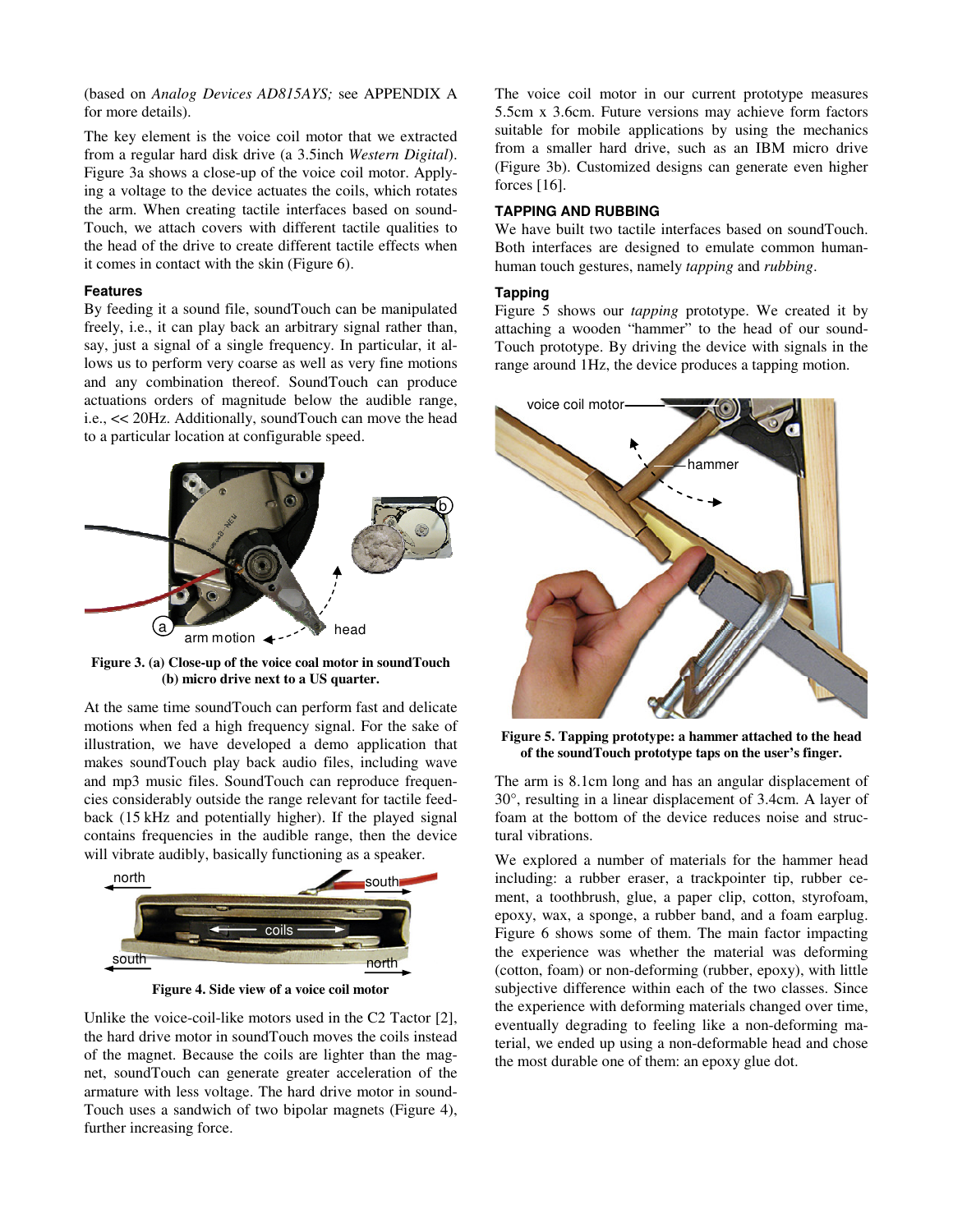(based on *Analog Devices AD815AYS;* see APPENDIX A for more details).

The key element is the voice coil motor that we extracted from a regular hard disk drive (a 3.5inch *Western Digital*). Figure 3a shows a close-up of the voice coil motor. Applying a voltage to the device actuates the coils, which rotates the arm. When creating tactile interfaces based on soundTouch, we attach covers with different tactile qualities to the head of the drive to create different tactile effects when it comes in contact with the skin (Figure 6).

### Features

By feeding it a sound file, soundTouch can be manipulated freely, i.e., it can play back an arbitrary signal rather than, say, just a signal of a single frequency. In particular, it allows us to perform very coarse as well as very fine motions and any combination thereof. SoundTouch can produce actuations orders of magnitude below the audible range, i.e., << 20Hz. Additionally, soundTouch can move the head to a particular location at configurable speed.

**Figure 3. (a) Close-up of the voice coal motor in soundTouch (b) micro drive next to a US quarter.**

At the same time soundTouch can perform fast and delicate motions when fed a high frequency signal. For the sake of illustration, we have developed a demo application that makes soundTouch play back audio files, including wave and mp3 music files. SoundTouch can reproduce frequencies considerably outside the range relevant for tactile feedback (15 kHz and potentially higher). If the played signal contains frequencies in the audible range, then the device will vibrate audibly, basically functioning as a speaker.

**Figure 4. Side view of a voice coil motor**

Unlike the voice-coil-like motors used in the C2 Tactor [2], the hard drive motor in soundTouch moves the coils instead of the magnet. Because the coils are lighter than the magnet, soundTouch can generate greater acceleration of the armature with less voltage. The hard drive motor in soundTouch uses a sandwich of two bipolar magnets (Figure 4), further increasing force.

The voice coil motor in our current prototype measures 5.5cm x 3.6cm. Future versions may achieve form factors suitable for mobile applications by using the mechanics from a smaller hard drive, such as an IBM micro drive (Figure 3b). Customized designs can generate even higher forces [16].

## TAPPING AND RUBBING

We have built two tactile interfaces based on soundTouch. Both interfaces are designed to emulate common human-human touch gestures, namely *tapping* and *rubbing*.

### Tapping

Figure 5 shows our *tapping* prototype. We created it by attaching a wooden "hammer" to the head of our soundTouch prototype. By driving the device with signals in the range around 1Hz, the device produces a tapping motion.

**Figure 5. Tapping prototype: a hammer attached to the head of the soundTouch prototype taps on the user's finger.**

The arm is 8.1cm long and has an angular displacement of 30°, resulting in a linear displacement of 3.4cm. A layer of foam at the bottom of the device reduces noise and structural vibrations.

We explored a number of materials for the hammer head including: a rubber eraser, a trackpointer tip, rubber cement, a toothbrush, glue, a paper clip, cotton, styrofoam, epoxy, wax, a sponge, a rubber band, and a foam earplug. Figure 6 shows some of them. The main factor impacting the experience was whether the material was deforming (cotton, foam) or non-deforming (rubber, epoxy), with little subjective difference within each of the two classes. Since the experience with deforming materials changed over time, eventually degrading to feeling like a non-deforming material, we ended up using a non-deformable head and chose the most durable one of them: an epoxy glue dot.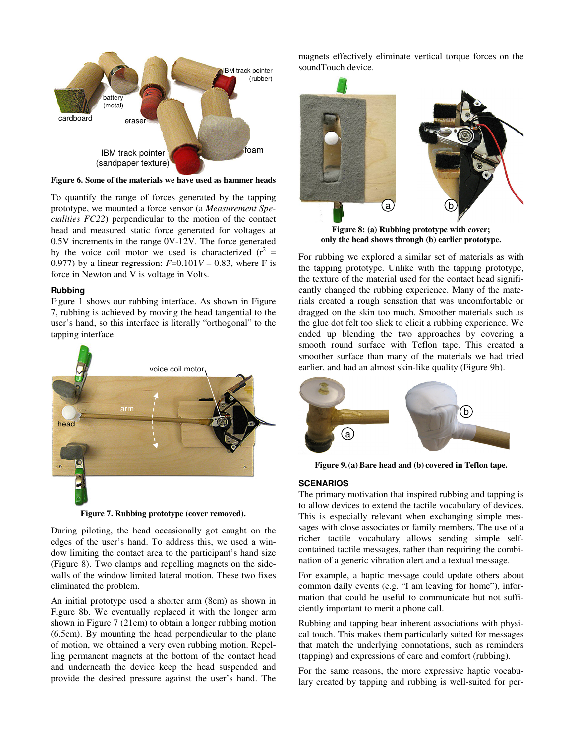Figure 6. Some of the materials we have used as hammer heads

To quantify the range of forces generated by the tapping prototype, we mounted a force sensor (a *Measurement Specialties FC22*) perpendicular to the motion of the contact head and measured static force generated for voltages at 0.5V increments in the range 0V-12V. The force generated by the voice coil motor we used is characterized ($r^2$ = 0.977) by a linear regression: $F$=0.101$V$ – 0.83, where F is force in Newton and V is voltage in Volts.

### Rubbing

Figure 1 shows our rubbing interface. As shown in Figure 7, rubbing is achieved by moving the head tangential to the user's hand, so this interface is literally "orthogonal" to the tapping interface.

Figure 7. Rubbing prototype (cover removed).

During piloting, the head occasionally got caught on the edges of the user's hand. To address this, we used a window limiting the contact area to the participant's hand size (Figure 8). Two clamps and repelling magnets on the side-walls of the window limited lateral motion. These two fixes eliminated the problem.

An initial prototype used a shorter arm (8cm) as shown in Figure 8b. We eventually replaced it with the longer arm shown in Figure 7 (21cm) to obtain a longer rubbing motion (6.5cm). By mounting the head perpendicular to the plane of motion, we obtained a very even rubbing motion. Repelling permanent magnets at the bottom of the contact head and underneath the device keep the head suspended and provide the desired pressure against the user's hand. The magnets effectively eliminate vertical torque forces on the soundTouch device.

Figure 8: (a) Rubbing prototype with cover; only the head shows through (b) earlier prototype.

For rubbing we explored a similar set of materials as with the tapping prototype. Unlike with the tapping prototype, the texture of the material used for the contact head significantly changed the rubbing experience. Many of the materials created a rough sensation that was uncomfortable or dragged on the skin too much. Smoother materials such as the glue dot felt too slick to elicit a rubbing experience. We ended up blending the two approaches by covering a smooth round surface with Teflon tape. This created a smoother surface than many of the materials we had tried earlier, and had an almost skin-like quality (Figure 9b).

Figure 9. (a) Bare head and (b) covered in Teflon tape.

## SCENARIOS

The primary motivation that inspired rubbing and tapping is to allow devices to extend the tactile vocabulary of devices. This is especially relevant when exchanging simple messages with close associates or family members. The use of a richer tactile vocabulary allows sending simple self-contained tactile messages, rather than requiring the combination of a generic vibration alert and a textual message.

For example, a haptic message could update others about common daily events (e.g. "I am leaving for home"), information that could be useful to communicate but not sufficiently important to merit a phone call.

Rubbing and tapping bear inherent associations with physical touch. This makes them particularly suited for messages that match the underlying connotations, such as reminders (tapping) and expressions of care and comfort (rubbing).

For the same reasons, the more expressive haptic vocabulary created by tapping and rubbing is well-suited for per-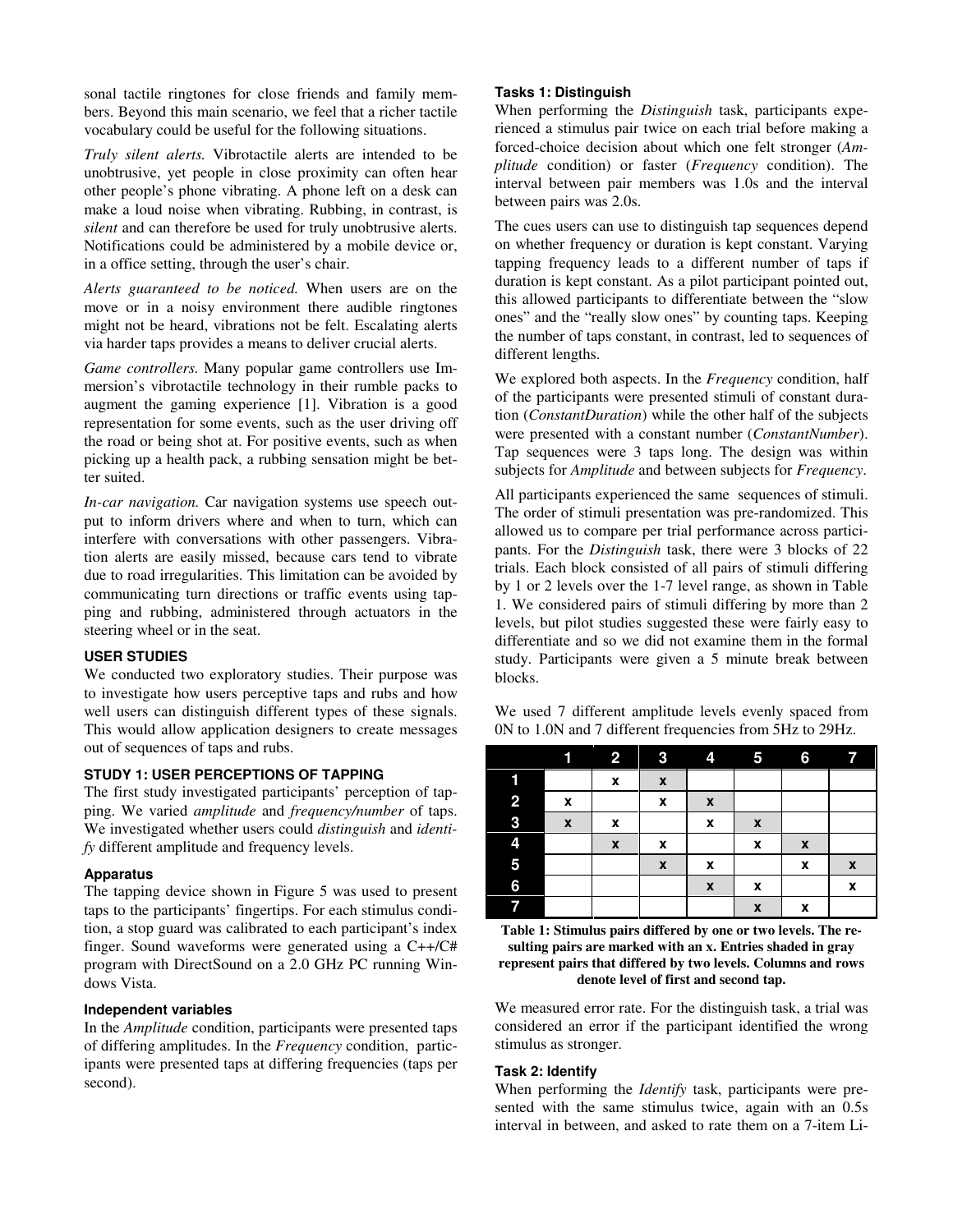sonal tactile ringtones for close friends and family members. Beyond this main scenario, we feel that a richer tactile vocabulary could be useful for the following situations.

*Truly silent alerts.* Vibrotactile alerts are intended to be unobtrusive, yet people in close proximity can often hear other people's phone vibrating. A phone left on a desk can make a loud noise when vibrating. Rubbing, in contrast, is *silent* and can therefore be used for truly unobtrusive alerts. Notifications could be administered by a mobile device or, in a office setting, through the user's chair.

*Alerts guaranteed to be noticed.* When users are on the move or in a noisy environment there audible ringtones might not be heard, vibrations not be felt. Escalating alerts via harder taps provides a means to deliver crucial alerts.

*Game controllers.* Many popular game controllers use Immersion's vibrotactile technology in their rumble packs to augment the gaming experience [1]. Vibration is a good representation for some events, such as the user driving off the road or being shot at. For positive events, such as when picking up a health pack, a rubbing sensation might be better suited.

*In-car navigation.* Car navigation systems use speech output to inform drivers where and when to turn, which can interfere with conversations with other passengers. Vibration alerts are easily missed, because cars tend to vibrate due to road irregularities. This limitation can be avoided by communicating turn directions or traffic events using tapping and rubbing, administered through actuators in the steering wheel or in the seat.

## USER STUDIES

We conducted two exploratory studies. Their purpose was to investigate how users perceptive taps and rubs and how well users can distinguish different types of these signals. This would allow application designers to create messages out of sequences of taps and rubs.

## STUDY 1: USER PERCEPTIONS OF TAPPING

The first study investigated participants' perception of tapping. We varied *amplitude* and *frequency/number* of taps. We investigated whether users could *distinguish* and *identify* different amplitude and frequency levels.

### Apparatus

The tapping device shown in Figure 5 was used to present taps to the participants' fingertips. For each stimulus condition, a stop guard was calibrated to each participant's index finger. Sound waveforms were generated using a C++/C# program with DirectSound on a 2.0 GHz PC running Windows Vista.

### Independent variables

In the *Amplitude* condition, participants were presented taps of differing amplitudes. In the *Frequency* condition, participants were presented taps at differing frequencies (taps per second).

### Tasks 1: Distinguish

When performing the *Distinguish* task, participants experienced a stimulus pair twice on each trial before making a forced-choice decision about which one felt stronger (*Amplitude* condition) or faster (*Frequency* condition). The interval between pair members was 1.0s and the interval between pairs was 2.0s.

The cues users can use to distinguish tap sequences depend on whether frequency or duration is kept constant. Varying tapping frequency leads to a different number of taps if duration is kept constant. As a pilot participant pointed out, this allowed participants to differentiate between the "slow ones" and the "really slow ones" by counting taps. Keeping the number of taps constant, in contrast, led to sequences of different lengths.

We explored both aspects. In the *Frequency* condition, half of the participants were presented stimuli of constant duration (*ConstantDuration*) while the other half of the subjects were presented with a constant number (*ConstantNumber*). Tap sequences were 3 taps long. The design was within subjects for *Amplitude* and between subjects for *Frequency*.

All participants experienced the same sequences of stimuli. The order of stimuli presentation was pre-randomized. This allowed us to compare per trial performance across participants. For the *Distinguish* task, there were 3 blocks of 22 trials. Each block consisted of all pairs of stimuli differing by 1 or 2 levels over the 1-7 level range, as shown in Table 1. We considered pairs of stimuli differing by more than 2 levels, but pilot studies suggested these were fairly easy to differentiate and so we did not examine them in the formal study. Participants were given a 5 minute break between blocks.

We used 7 different amplitude levels evenly spaced from 0N to 1.0N and 7 different frequencies from 5Hz to 29Hz.

| | 1 | 2 | 3 | 4 | 5 | 6 | 7 |
|---|---|---|---|---|---|---|---|
| 1 | | x | x | | | | |
| 2 | x | | x | x | | | |
| 3 | x | x | | x | x | | |
| 4 | | x | x | | x | x | |
| 5 | | | x | x | | x | x |
| 6 | | | | x | x | | x |
| 7 | | | | | x | x | |

**Table 1: Stimulus pairs differed by one or two levels. The resulting pairs are marked with an x. Entries shaded in gray represent pairs that differed by two levels. Columns and rows denote level of first and second tap.**

We measured error rate. For the distinguish task, a trial was considered an error if the participant identified the wrong stimulus as stronger.

### Task 2: Identify

When performing the *Identify* task, participants were presented with the same stimulus twice, again with an 0.5s interval in between, and asked to rate them on a 7-item Li-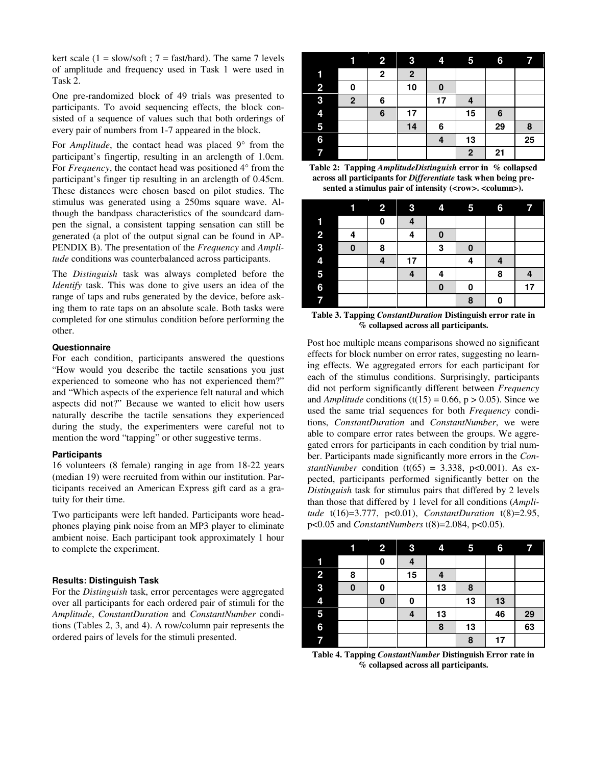kert scale (1 = slow/soft ; 7 = fast/hard). The same 7 levels of amplitude and frequency used in Task 1 were used in Task 2.

One pre-randomized block of 49 trials was presented to participants. To avoid sequencing effects, the block consisted of a sequence of values such that both orderings of every pair of numbers from 1-7 appeared in the block.

For *Amplitude*, the contact head was placed 9° from the participant's fingertip, resulting in an arclength of 1.0cm. For *Frequency*, the contact head was positioned 4° from the participant's finger tip resulting in an arclength of 0.45cm. These distances were chosen based on pilot studies. The stimulus was generated using a 250ms square wave. Although the bandpass characteristics of the soundcard dampen the signal, a consistent tapping sensation can still be generated (a plot of the output signal can be found in APPENDIX B). The presentation of the *Frequency* and *Amplitude* conditions was counterbalanced across participants.

The *Distinguish* task was always completed before the *Identify* task. This was done to give users an idea of the range of taps and rubs generated by the device, before asking them to rate taps on an absolute scale. Both tasks were completed for one stimulus condition before performing the other.

#### Questionnaire

For each condition, participants answered the questions "How would you describe the tactile sensations you just experienced to someone who has not experienced them?" and "Which aspects of the experience felt natural and which aspects did not?" Because we wanted to elicit how users naturally describe the tactile sensations they experienced during the study, the experimenters were careful not to mention the word "tapping" or other suggestive terms.

#### Participants

16 volunteers (8 female) ranging in age from 18-22 years (median 19) were recruited from within our institution. Participants received an American Express gift card as a gratuity for their time.

Two participants were left handed. Participants wore headphones playing pink noise from an MP3 player to eliminate ambient noise. Each participant took approximately 1 hour to complete the experiment.

#### Results: Distinguish Task

For the *Distinguish* task, error percentages were aggregated over all participants for each ordered pair of stimuli for the *Amplitude*, *ConstantDuration* and *ConstantNumber* conditions (Tables 2, 3, and 4). A row/column pair represents the ordered pairs of levels for the stimuli presented.

| | 1 | 2 | 3 | 4 | 5 | 6 | 7 |
|---|---|---|---|---|---|---|---|
| 1 | | 2 | 2 | | | | |
| 2 | 0 | | 10 | 0 | | | |
| 3 | 2 | 6 | | 17 | 4 | | |
| 4 | | 6 | 17 | | 15 | 6 | |
| 5 | | | 14 | 6 | | 29 | 8 |
| 6 | | | | 4 | 13 | | 25 |
| 7 | | | | | 2 | 21 | |

**Table 2: Tapping *AmplitudeDistinguish* error in % collapsed across all participants for *Differentiate* task when being presented a stimulus pair of intensity (<row>. <column>).**

| | 1 | 2 | 3 | 4 | 5 | 6 | 7 |
|---|---|---|---|---|---|---|---|
| 1 | | 0 | 4 | | | | |
| 2 | 4 | | 4 | 0 | | | |
| 3 | 0 | 8 | | 3 | 0 | | |
| 4 | | 4 | 17 | | 4 | 4 | |
| 5 | | | 4 | 4 | | 8 | 4 |
| 6 | | | | 0 | 0 | | 17 |
| 7 | | | | | 8 | 0 | |

**Table 3. Tapping *ConstantDuration* Distinguish error rate in % collapsed across all participants.**

Post hoc multiple means comparisons showed no significant effects for block number on error rates, suggesting no learning effects. We aggregated errors for each participant for each of the stimulus conditions. Surprisingly, participants did not perform significantly different between *Frequency* and *Amplitude* conditions ($t(15) = 0.66$, $p > 0.05$). Since we used the same trial sequences for both *Frequency* conditions, *ConstantDuration* and *ConstantNumber*, we were able to compare error rates between the groups. We aggregated errors for participants in each condition by trial number. Participants made significantly more errors in the *ConstantNumber* condition ($t(65) = 3.338$, $p<0.001$). As expected, participants performed significantly better on the *Distinguish* task for stimulus pairs that differed by 2 levels than those that differed by 1 level for all conditions (*Amplitude* $t(16)=3.777$, $p<0.01$), *ConstantDuration* $t(8)=2.95$, $p<0.05$ and *ConstantNumbers* $t(8)=2.084$, $p<0.05$).

| | 1 | 2 | 3 | 4 | 5 | 6 | 7 |
|---|---|---|---|---|---|---|---|
| 1 | | 0 | 4 | | | | |
| 2 | 8 | | 15 | 4 | | | |
| 3 | 0 | 0 | | 13 | 8 | | |
| 4 | | 0 | 0 | | 13 | 13 | |
| 5 | | | 4 | 13 | | 46 | 29 |
| 6 | | | | 8 | 13 | | 63 |
| 7 | | | | | 8 | 17 | |

**Table 4. Tapping *ConstantNumber* Distinguish Error rate in % collapsed across all participants.**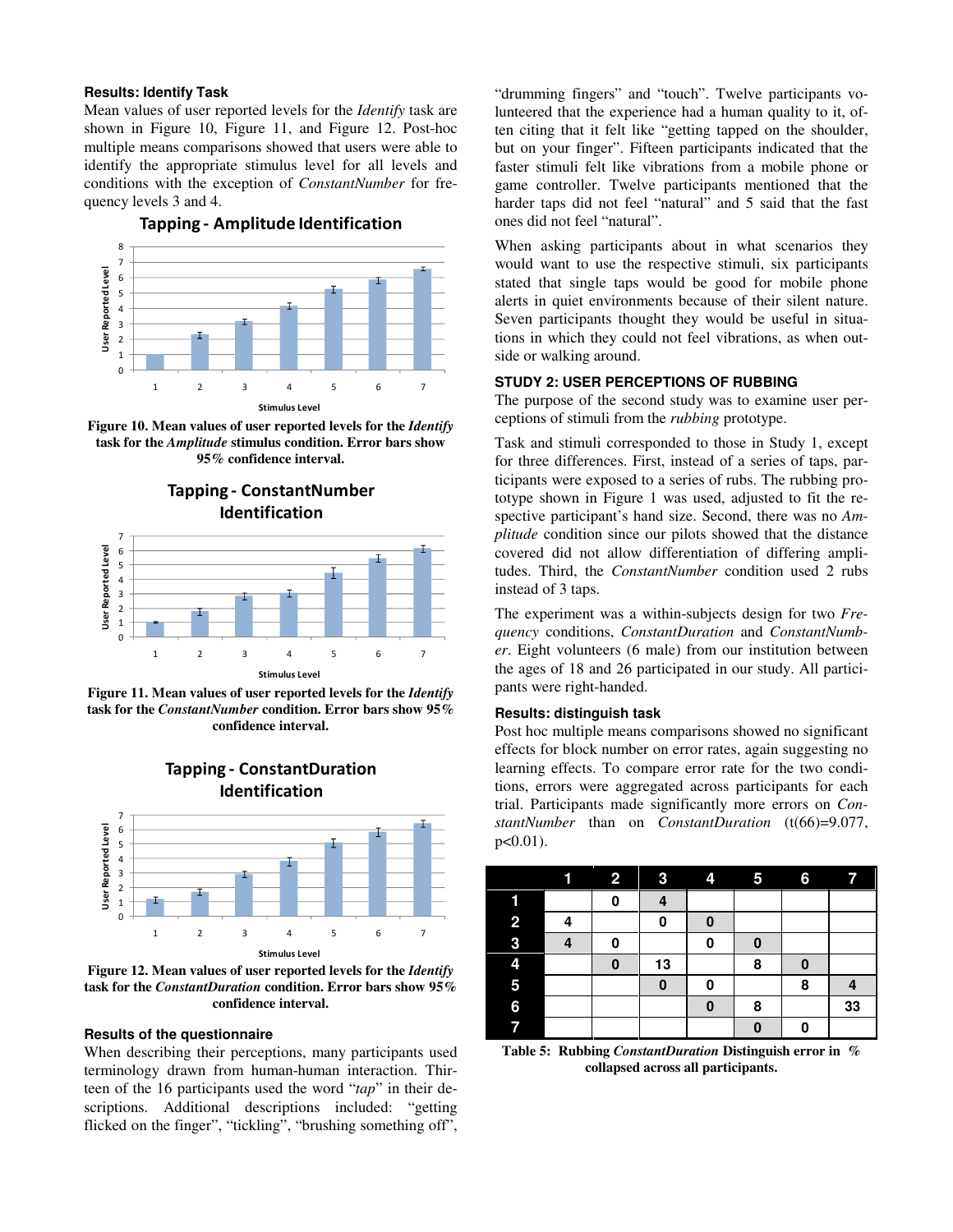### Results: Identify Task

Mean values of user reported levels for the *Identify* task are shown in Figure 10, Figure 11, and Figure 12. Post-hoc multiple means comparisons showed that users were able to identify the appropriate stimulus level for all levels and conditions with the exception of *ConstantNumber* for frequency levels 3 and 4.

**Figure 10. Mean values of user reported levels for the *Identify* task for the *Amplitude* stimulus condition. Error bars show 95% confidence interval.**

**Figure 11. Mean values of user reported levels for the *Identify* task for the *ConstantNumber* condition. Error bars show 95% confidence interval.**

**Figure 12. Mean values of user reported levels for the *Identify* task for the *ConstantDuration* condition. Error bars show 95% confidence interval.**

### Results of the questionnaire

When describing their perceptions, many participants used terminology drawn from human-human interaction. Thirteen of the 16 participants used the word "*tap*" in their descriptions. Additional descriptions included: "getting flicked on the finger", "tickling", "brushing something off", "drumming fingers" and "touch". Twelve participants volunteered that the experience had a human quality to it, often citing that it felt like "getting tapped on the shoulder, but on your finger". Fifteen participants indicated that the faster stimuli felt like vibrations from a mobile phone or game controller. Twelve participants mentioned that the harder taps did not feel "natural" and 5 said that the fast ones did not feel "natural".

When asking participants about in what scenarios they would want to use the respective stimuli, six participants stated that single taps would be good for mobile phone alerts in quiet environments because of their silent nature. Seven participants thought they would be useful in situations in which they could not feel vibrations, as when outside or walking around.

## STUDY 2: USER PERCEPTIONS OF RUBBING

The purpose of the second study was to examine user perceptions of stimuli from the *rubbing* prototype.

Task and stimuli corresponded to those in Study 1, except for three differences. First, instead of a series of taps, participants were exposed to a series of rubs. The rubbing prototype shown in Figure 1 was used, adjusted to fit the respective participant's hand size. Second, there was no *Amplitude* condition since our pilots showed that the distance covered did not allow differentiation of differing amplitudes. Third, the *ConstantNumber* condition used 2 rubs instead of 3 taps.

The experiment was a within-subjects design for two *Frequency* conditions, *ConstantDuration* and *ConstantNumber*. Eight volunteers (6 male) from our institution between the ages of 18 and 26 participated in our study. All participants were right-handed.

### Results: distinguish task

Post hoc multiple means comparisons showed no significant effects for block number on error rates, again suggesting no learning effects. To compare error rate for the two conditions, errors were aggregated across participants for each trial. Participants made significantly more errors on *ConstantNumber* than on *ConstantDuration* ($t(66)=9.077$, $p<0.01$).

| | 1 | 2 | 3 | 4 | 5 | 6 | 7 |
|---|---|---|---|---|---|---|---|
| **1** | | 0 | 4 | | | | |
| **2** | 4 | | 0 | 0 | | | |
| **3** | 4 | 0 | | 0 | 0 | | |
| **4** | | 0 | 13 | | 8 | 0 | |
| **5** | | | 0 | 0 | | 8 | 4 |
| **6** | | | | 0 | 8 | | 33 |
| **7** | | | | | 0 | 0 | |

**Table 5: Rubbing *ConstantDuration* Distinguish error in % collapsed across all participants.**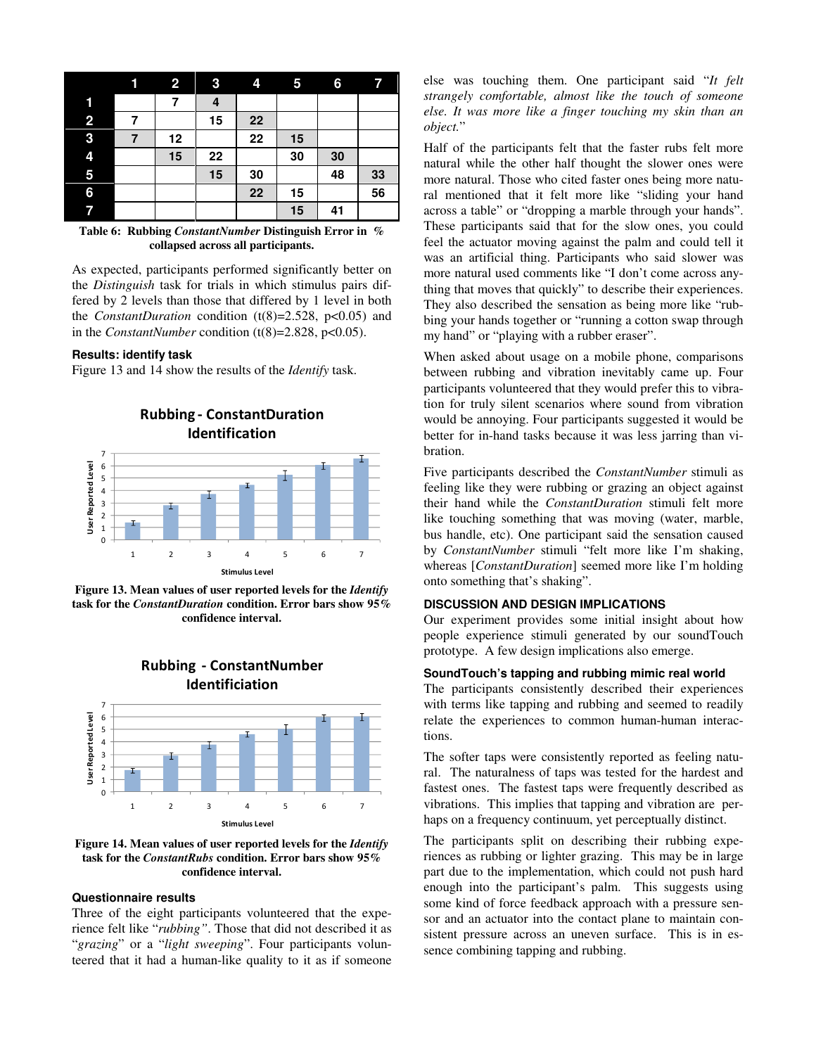| | 1 | 2 | 3 | 4 | 5 | 6 | 7 |
|---|---|---|---|---|---|---|---|
| 1 | | 7 | 4 | | | | |
| 2 | 7 | | 15 | 22 | | | |
| 3 | 7 | 12 | | 22 | 15 | | |
| 4 | | 15 | 22 | | 30 | 30 | |
| 5 | | | 15 | 30 | | 48 | 33 |
| 6 | | | | 22 | 15 | | 56 |
| 7 | | | | | 15 | 41 | |

**Table 6: Rubbing *ConstantNumber* Distinguish Error in % collapsed across all participants.**

As expected, participants performed significantly better on the *Distinguish* task for trials in which stimulus pairs differed by 2 levels than those that differed by 1 level in both the *ConstantDuration* condition ($t(8)=2.528$, $p<0.05$) and in the *ConstantNumber* condition ($t(8)=2.828$, $p<0.05$).

### Results: identify task

Figure 13 and 14 show the results of the *Identify* task.

**Figure 13. Mean values of user reported levels for the *Identify* task for the *ConstantDuration* condition. Error bars show 95% confidence interval.**

**Figure 14. Mean values of user reported levels for the *Identify* task for the *ConstantRubs* condition. Error bars show 95% confidence interval.**

### Questionnaire results

Three of the eight participants volunteered that the experience felt like "*rubbing"*. Those that did not described it as "*grazing*" or a "*light sweeping*". Four participants volunteered that it had a human-like quality to it as if someone else was touching them. One participant said "*It felt strangely comfortable, almost like the touch of someone else. It was more like a finger touching my skin than an object.*"

Half of the participants felt that the faster rubs felt more natural while the other half thought the slower ones were more natural. Those who cited faster ones being more natural mentioned that it felt more like "sliding your hand across a table" or "dropping a marble through your hands". These participants said that for the slow ones, you could feel the actuator moving against the palm and could tell it was an artificial thing. Participants who said slower was more natural used comments like "I don't come across anything that moves that quickly" to describe their experiences. They also described the sensation as being more like "rubbing your hands together or "running a cotton swap through my hand" or "playing with a rubber eraser".

When asked about usage on a mobile phone, comparisons between rubbing and vibration inevitably came up. Four participants volunteered that they would prefer this to vibration for truly silent scenarios where sound from vibration would be annoying. Four participants suggested it would be better for in-hand tasks because it was less jarring than vibration.

Five participants described the *ConstantNumber* stimuli as feeling like they were rubbing or grazing an object against their hand while the *ConstantDuration* stimuli felt more like touching something that was moving (water, marble, bus handle, etc). One participant said the sensation caused by *ConstantNumber* stimuli "felt more like I'm shaking, whereas [*ConstantDuration*] seemed more like I'm holding onto something that's shaking".

## DISCUSSION AND DESIGN IMPLICATIONS

Our experiment provides some initial insight about how people experience stimuli generated by our soundTouch prototype. A few design implications also emerge.

### SoundTouch's tapping and rubbing mimic real world

The participants consistently described their experiences with terms like tapping and rubbing and seemed to readily relate the experiences to common human-human interactions.

The softer taps were consistently reported as feeling natural. The naturalness of taps was tested for the hardest and fastest ones. The fastest taps were frequently described as vibrations. This implies that tapping and vibration are perhaps on a frequency continuum, yet perceptually distinct.

The participants split on describing their rubbing experiences as rubbing or lighter grazing. This may be in large part due to the implementation, which could not push hard enough into the participant's palm. This suggests using some kind of force feedback approach with a pressure sensor and an actuator into the contact plane to maintain consistent pressure across an uneven surface. This is in essence combining tapping and rubbing.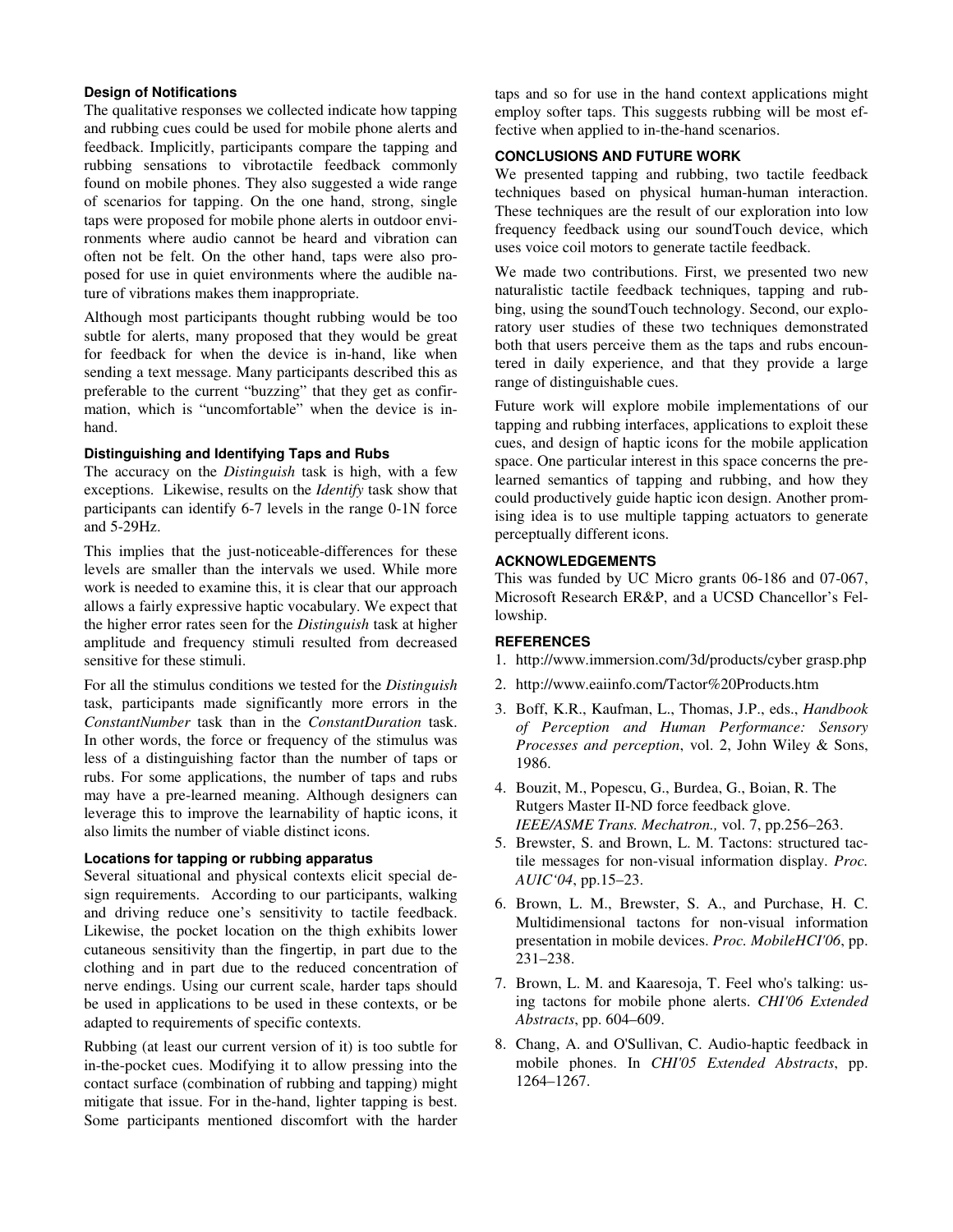### Design of Notifications

The qualitative responses we collected indicate how tapping and rubbing cues could be used for mobile phone alerts and feedback. Implicitly, participants compare the tapping and rubbing sensations to vibrotactile feedback commonly found on mobile phones. They also suggested a wide range of scenarios for tapping. On the one hand, strong, single taps were proposed for mobile phone alerts in outdoor environments where audio cannot be heard and vibration can often not be felt. On the other hand, taps were also proposed for use in quiet environments where the audible nature of vibrations makes them inappropriate.

Although most participants thought rubbing would be too subtle for alerts, many proposed that they would be great for feedback for when the device is in-hand, like when sending a text message. Many participants described this as preferable to the current "buzzing" that they get as confirmation, which is "uncomfortable" when the device is in-hand.

### Distinguishing and Identifying Taps and Rubs

The accuracy on the *Distinguish* task is high, with a few exceptions. Likewise, results on the *Identify* task show that participants can identify 6-7 levels in the range 0-1N force and 5-29Hz.

This implies that the just-noticeable-differences for these levels are smaller than the intervals we used. While more work is needed to examine this, it is clear that our approach allows a fairly expressive haptic vocabulary. We expect that the higher error rates seen for the *Distinguish* task at higher amplitude and frequency stimuli resulted from decreased sensitive for these stimuli.

For all the stimulus conditions we tested for the *Distinguish* task, participants made significantly more errors in the *ConstantNumber* task than in the *ConstantDuration* task. In other words, the force or frequency of the stimulus was less of a distinguishing factor than the number of taps or rubs. For some applications, the number of taps and rubs may have a pre-learned meaning. Although designers can leverage this to improve the learnability of haptic icons, it also limits the number of viable distinct icons.

### Locations for tapping or rubbing apparatus

Several situational and physical contexts elicit special design requirements. According to our participants, walking and driving reduce one's sensitivity to tactile feedback. Likewise, the pocket location on the thigh exhibits lower cutaneous sensitivity than the fingertip, in part due to the clothing and in part due to the reduced concentration of nerve endings. Using our current scale, harder taps should be used in applications to be used in these contexts, or be adapted to requirements of specific contexts.

Rubbing (at least our current version of it) is too subtle for in-the-pocket cues. Modifying it to allow pressing into the contact surface (combination of rubbing and tapping) might mitigate that issue. For in the-hand, lighter tapping is best. Some participants mentioned discomfort with the harder taps and so for use in the hand context applications might employ softer taps. This suggests rubbing will be most effective when applied to in-the-hand scenarios.

## CONCLUSIONS AND FUTURE WORK

We presented tapping and rubbing, two tactile feedback techniques based on physical human-human interaction. These techniques are the result of our exploration into low frequency feedback using our soundTouch device, which uses voice coil motors to generate tactile feedback.

We made two contributions. First, we presented two new naturalistic tactile feedback techniques, tapping and rubbing, using the soundTouch technology. Second, our exploratory user studies of these two techniques demonstrated both that users perceive them as the taps and rubs encountered in daily experience, and that they provide a large range of distinguishable cues.

Future work will explore mobile implementations of our tapping and rubbing interfaces, applications to exploit these cues, and design of haptic icons for the mobile application space. One particular interest in this space concerns the pre-learned semantics of tapping and rubbing, and how they could productively guide haptic icon design. Another promising idea is to use multiple tapping actuators to generate perceptually different icons.

## ACKNOWLEDGEMENTS

This was funded by UC Micro grants 06-186 and 07-067, Microsoft Research ER&P, and a UCSD Chancellor's Fellowship.

## REFERENCES

1. http://www.immersion.com/3d/products/cyber grasp.php
2. http://www.eaiinfo.com/Tactor%20Products.htm
3. Boff, K.R., Kaufman, L., Thomas, J.P., eds., *Handbook of Perception and Human Performance: Sensory Processes and perception*, vol. 2, John Wiley & Sons, 1986.
4. Bouzit, M., Popescu, G., Burdea, G., Boian, R. The Rutgers Master II-ND force feedback glove. *IEEE/ASME Trans. Mechatron.,* vol. 7, pp.256–263.
5. Brewster, S. and Brown, L. M. Tactons: structured tactile messages for non-visual information display. *Proc. AUIC'04*, pp.15–23.
6. Brown, L. M., Brewster, S. A., and Purchase, H. C. Multidimensional tactons for non-visual information presentation in mobile devices. *Proc. MobileHCI'06*, pp. 231–238.
7. Brown, L. M. and Kaaresoja, T. Feel who's talking: using tactons for mobile phone alerts. *CHI'06 Extended Abstracts*, pp. 604–609.
8. Chang, A. and O'Sullivan, C. Audio-haptic feedback in mobile phones. In *CHI'05 Extended Abstracts*, pp. 1264–1267.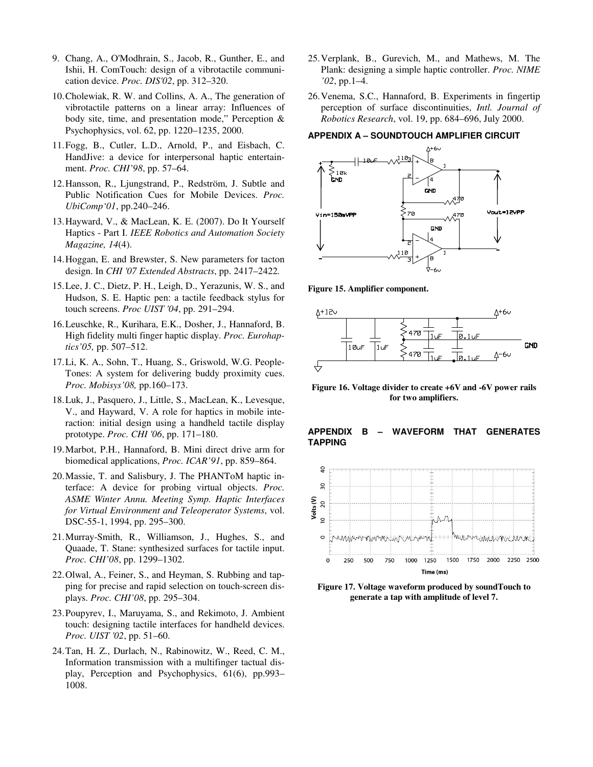9. Chang, A., O'Modhrain, S., Jacob, R., Gunther, E., and Ishii, H. ComTouch: design of a vibrotactile communication device. *Proc. DIS'02*, pp. 312–320.
10. Cholewiak, R. W. and Collins, A. A., The generation of vibrotactile patterns on a linear array: Influences of body site, time, and presentation mode," Perception & Psychophysics, vol. 62, pp. 1220–1235, 2000.
11. Fogg, B., Cutler, L.D., Arnold, P., and Eisbach, C. HandJive: a device for interpersonal haptic entertainment. *Proc. CHI'98*, pp. 57–64.
12. Hansson, R., Ljungstrand, P., Redström, J. Subtle and Public Notification Cues for Mobile Devices. *Proc. UbiComp'01*, pp.240–246.
13. Hayward, V., & MacLean, K. E. (2007). Do It Yourself Haptics - Part I. *IEEE Robotics and Automation Society Magazine, 14*(4).
14. Hoggan, E. and Brewster, S. New parameters for tacton design. In *CHI '07 Extended Abstracts*, pp. 2417–2422.
15. Lee, J. C., Dietz, P. H., Leigh, D., Yerazunis, W. S., and Hudson, S. E. Haptic pen: a tactile feedback stylus for touch screens. *Proc UIST '04*, pp. 291–294.
16. Leuschke, R., Kurihara, E.K., Dosher, J., Hannaford, B. High fidelity multi finger haptic display. *Proc. Eurohaptics'05,* pp. 507–512.
17. Li, K. A., Sohn, T., Huang, S., Griswold, W.G. PeopleTones: A system for delivering buddy proximity cues. *Proc. Mobisys'08,* pp.160–173.
18. Luk, J., Pasquero, J., Little, S., MacLean, K., Levesque, V., and Hayward, V. A role for haptics in mobile interaction: initial design using a handheld tactile display prototype. *Proc. CHI '06*, pp. 171–180.
19. Marbot, P.H., Hannaford, B. Mini direct drive arm for biomedical applications, *Proc. ICAR'91*, pp. 859–864.
20. Massie, T. and Salisbury, J. The PHANToM haptic interface: A device for probing virtual objects. *Proc. ASME Winter Annu. Meeting Symp. Haptic Interfaces for Virtual Environment and Teleoperator Systems*, vol. DSC-55-1, 1994, pp. 295–300.
21. Murray-Smith, R., Williamson, J., Hughes, S., and Quaade, T. Stane: synthesized surfaces for tactile input. *Proc. CHI'08*, pp. 1299–1302.
22. Olwal, A., Feiner, S., and Heyman, S. Rubbing and tapping for precise and rapid selection on touch-screen displays. *Proc. CHI'08*, pp. 295–304.
23. Poupyrev, I., Maruyama, S., and Rekimoto, J. Ambient touch: designing tactile interfaces for handheld devices. *Proc. UIST '02*, pp. 51–60.
24. Tan, H. Z., Durlach, N., Rabinowitz, W., Reed, C. M., Information transmission with a multifinger tactual display, Perception and Psychophysics, 61(6), pp.993–1008.
25. Verplank, B., Gurevich, M., and Mathews, M. The Plank: designing a simple haptic controller. *Proc. NIME '02*, pp.1–4.
26. Venema, S.C., Hannaford, B. Experiments in fingertip perception of surface discontinuities, *Intl. Journal of Robotics Research*, vol. 19, pp. 684–696, July 2000.

## APPENDIX A – SOUNDTOUCH AMPLIFIER CIRCUIT

+6v
10uF
110
10k
GND
Vin=150mVPP
GND
470
70
470
Vout=12VPP
GND
110
-6v

**Figure 15. Amplifier component.**

+12v
+6v
470
1uF
0.1uF
GND
10uF
1uF
470
1uF
0.1uF
-6v

**Figure 16. Voltage divider to create +6V and -6V power rails for two amplifiers.**

## APPENDIX B – WAVEFORM THAT GENERATES TAPPING

Volts (V)
40
30
20
10
0
0 250 500 750 1000 1250 1500 1750 2000 2250 2500
Time (ms)

**Figure 17. Voltage waveform produced by soundTouch to generate a tap with amplitude of level 7.**